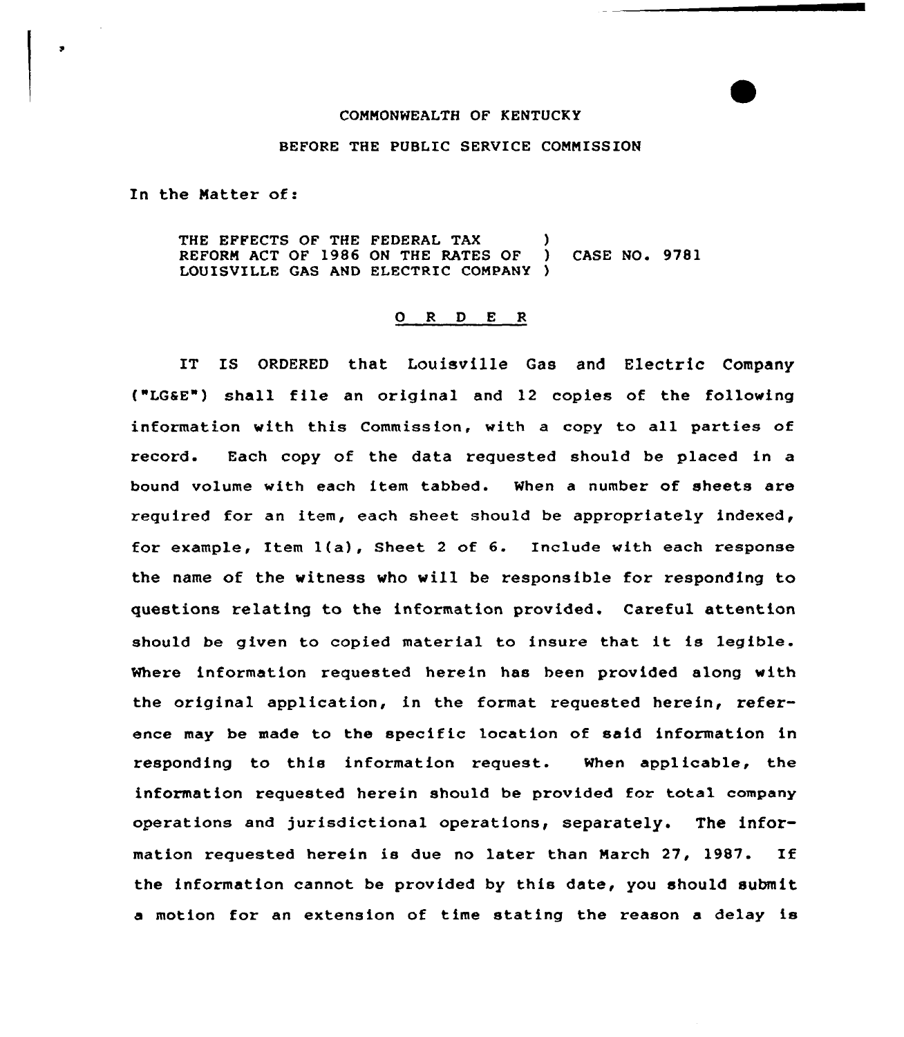COMMONWEALTH OF KENTUCKY

BEFORE THE PUBLIC SERVICE COMMISSION

In the Matter of:

THE EFFECTS OF THE FEDERAL TAX REFORM ACT OF 1986 ON THE RATES OF LOUISVILLE GAS AND ELECTRIC COMPANY ) CASE NO. 9781

## O R D E R

IT IS ORDERED that Louisville Gas and Electric Company ("LG&E") shall file an original and 12 copies of the following information with this Commission, with a copy to all parties of record. Each copy of the data requested should be placed in a bound volume with each item tabbed. When a number of sheets are required for an item, each sheet should be appropriately indexed, for example, Item 1(a), Sheet 2 of 6. Include with each response the name of the witness who will be responsible for responding to questions relating to the information provided. Careful attention should be given to copied material to insure that it is legible. Where information requested herein has been provided along with the original application, in the format requested herein, reference may be made to the specific location of said information in responding to this information request. When applicable, the information requested herein should be provided for total company operations and jurisdictional operations, separately. The information requested herein is due no later than March 27, 1987. If the information cannot be provided by this date, you should submit a motion for an extension of time stating the reason a delay is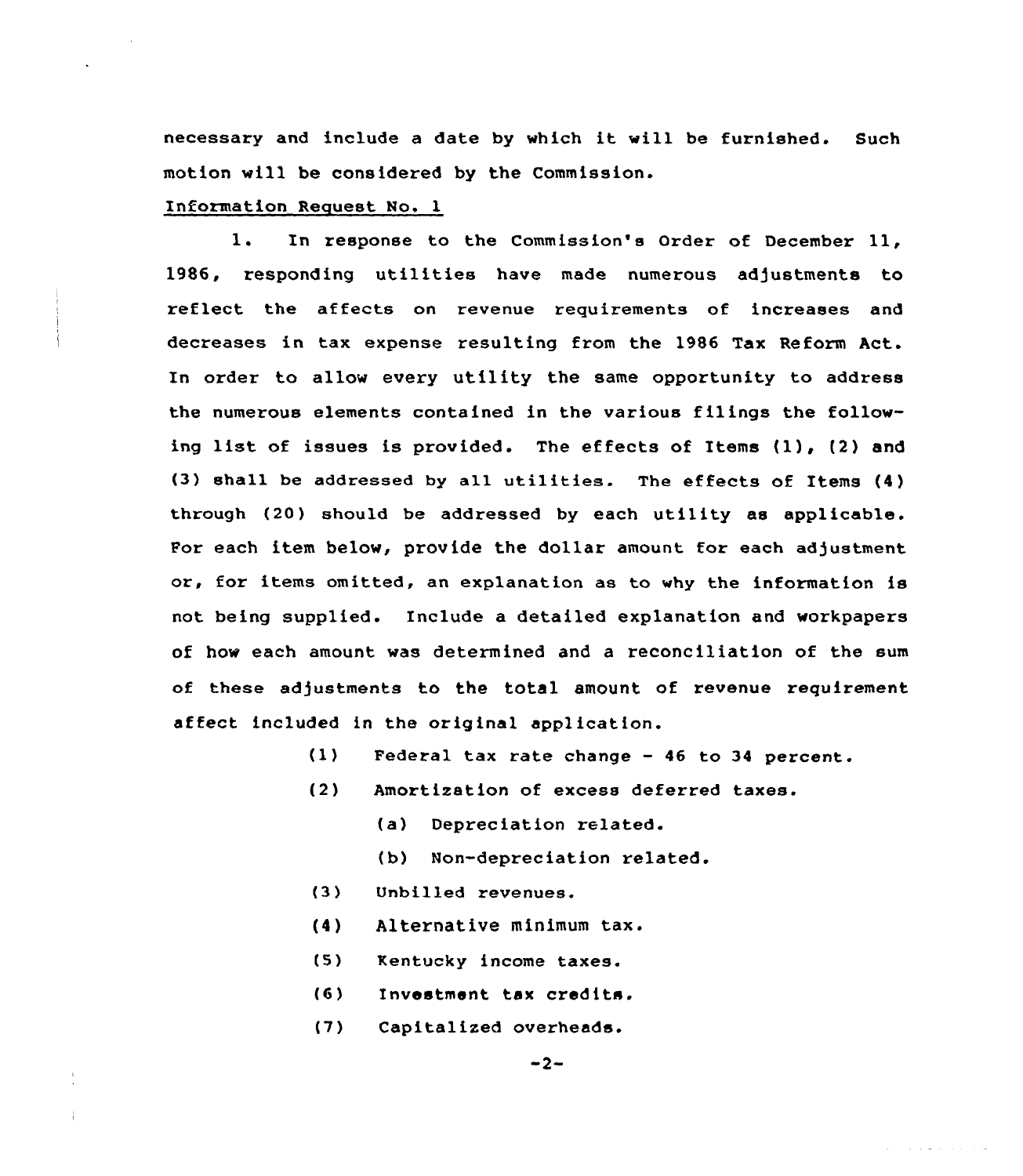necessary and include a date by which it will be furnished. Such motion will be considered by the Commission.

Information Request No. 1

1. In response to the Commission's Order of December 11, 1986, responding utilities have made numerous adjustments to reflect the affects on revenue requirements of increases and decreases in tax expense resulting from the 1986 Tax Reform Act. In order to allow every utility the same opportunity to address the numerous elements contained in the various filings the following list of issues is provided. The effects of Items (1), (2) and (3) shall be addressed by all utilities. The effects of Items (4) through (20) should be addressed by each utility as applicable. For each item below, provide the dollar amount for each adjustment or, for items omitted, an explanation as to why the information is not being supplied. Include a detailed explanation and workpapers of how each amount was determined and a reconciliation of the sum of these adjustments to the total amount of revenue requirement affect included in the original application.

(1) Federal tax rate change - 46 to 34 percent.

(2) Amortization of excess deferred taxes.

(a) Depreciation related.

(b) Non-depreciation related.

(3) Unbilled revenues.

(4) Alternative minimum tax.

(5) Kentucky income taxes.

(6) Investment tax credits.

(7) Capitalized overheads.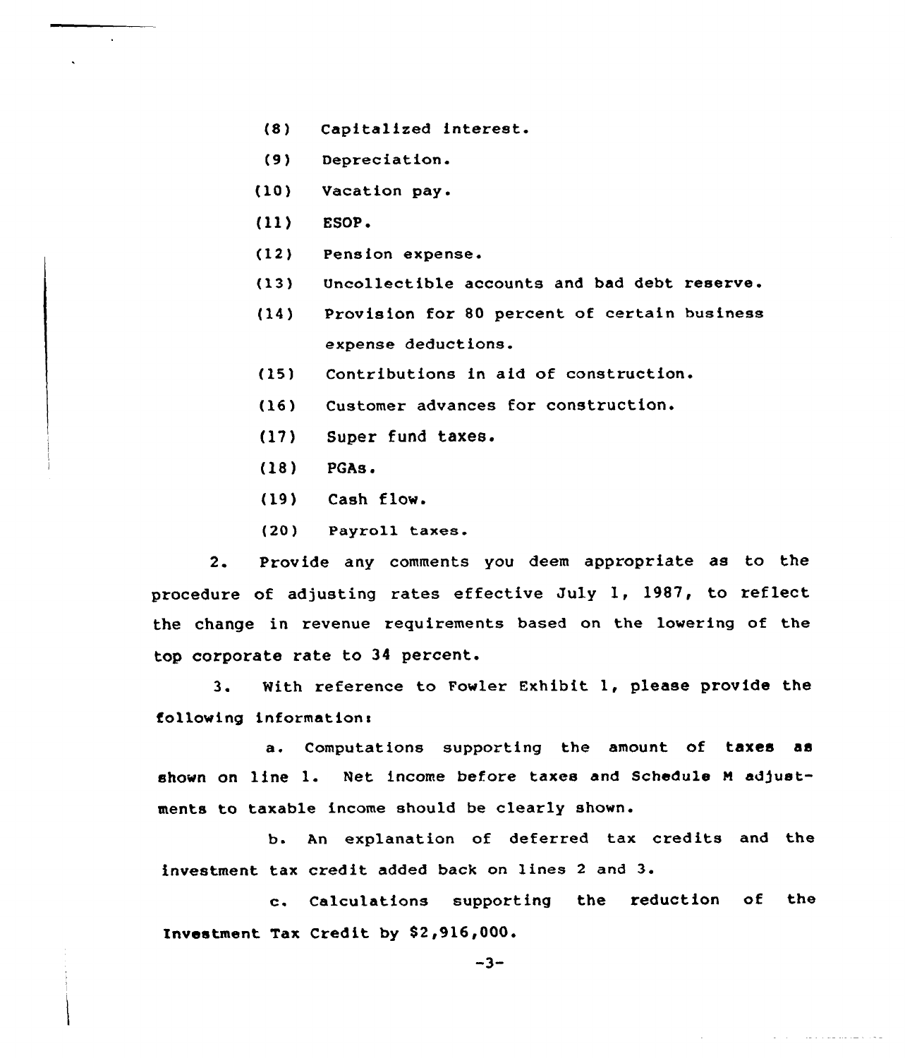(8) Capitalized interest.

(9) Depreciation.

(10) Vacation pay.

(11) ESOP.

(12) Pension expense.

(13) Uncollectible accounts and bad debt reserve.

(14) Provision for 80 percent of certain business expense deductions.

(15) Contributions in aid of construction.

(16) Customer advances for construction.

(17) Super fund taxes.

(18) PGAs.

(19) Cash flow.

(20) Payroll taxes.

2. Provide any comments you deem appropriate as to the procedure of adjusting rates effective July 1, 1987, to reflect the change in revenue requirements based on the lowering of the top corporate rate to 34 percent.

3. With reference to Fowler Exhibit 1, please provide the following information:

a. Computations supporting the amount of taxes as shown on line 1. Net income before taxes and Schedule M adjustments to taxable income should be clearly shown.

b. An explanation of deferred tax credits and the investment tax credit added back on lines 2 and 3.

c. Calculations supporting the reduction of the Investment Tax Credit by $2,916,000.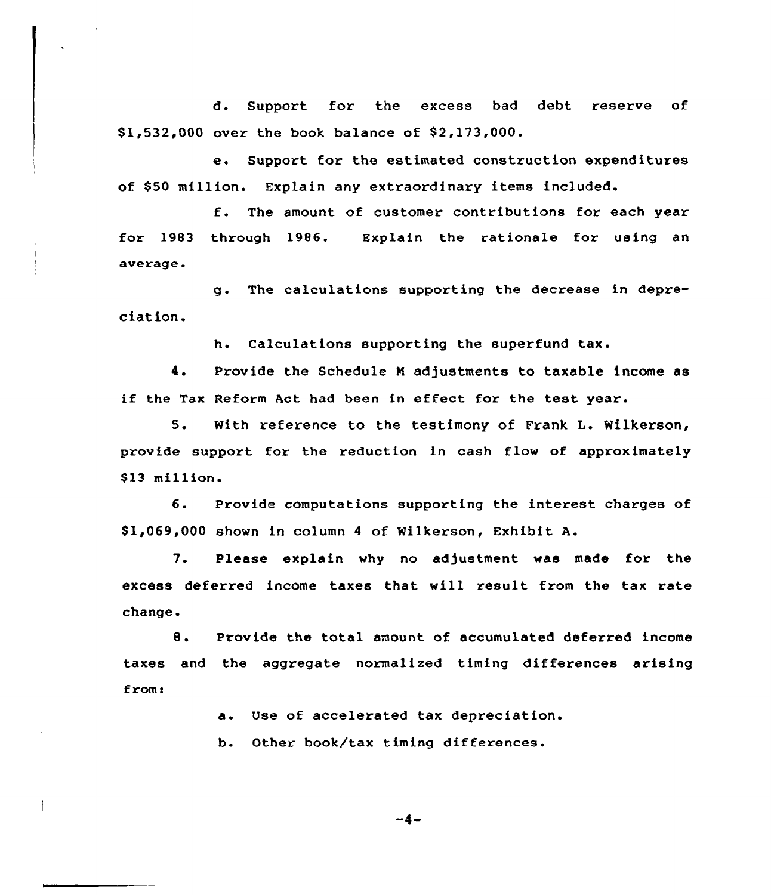d. Support for the excess bad debt reserve of $1,532,000 over the book balance of $2,173,000.

e. Support for the estimated construction expenditures of $50 million. Explain any extraordinary items included.

f. The amount of customer contributions for each year for 1983 through 1986. Explain the rationale for using an average.

g. The calculations supporting the decrease in depreciation.

h. Calculations supporting the superfund tax.

4. Provide the Schedule M adjustments to taxable income as if the Tax Reform Act had been in effect for the test year.

5. With reference to the testimony of Frank L. Wilkerson, provide support for the reduction in cash flow of approximately $13 million.

6. Provide computations supporting the interest charges of $1,069,000 shown in column 4 of Wilkerson, Exhibit A.

7. Please explain why no adjustment was made for the excess deferred income taxes that will result from the tax rate change.

8. Provide the total amount of accumulated deferred income taxes and the aggregate normalized timing differences arising from:

a. Use of accelerated tax depreciation.

b. Other book/tax timing differences.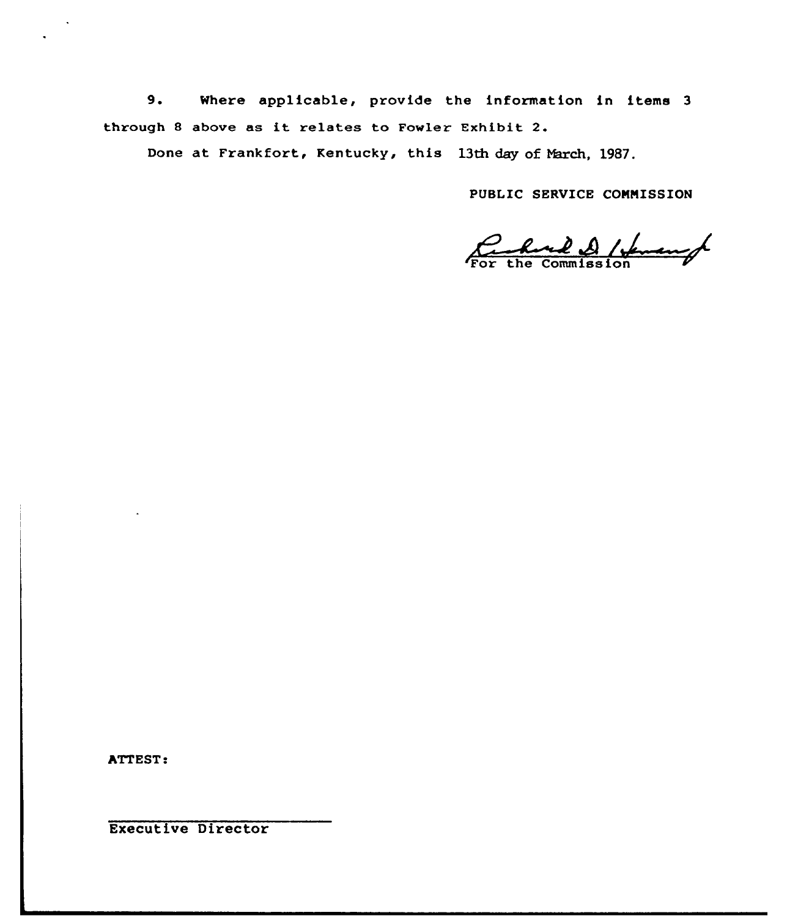9. Where applicable, provide the information in items 3 through 8 above as it relates to Fowler Exhibit 2.

Done at Frankfort, Kentucky, this 13th day of March, 1987.

PUBLIC SERVICE COMMISSION

For the Commission

ATTEST:

Executive Director